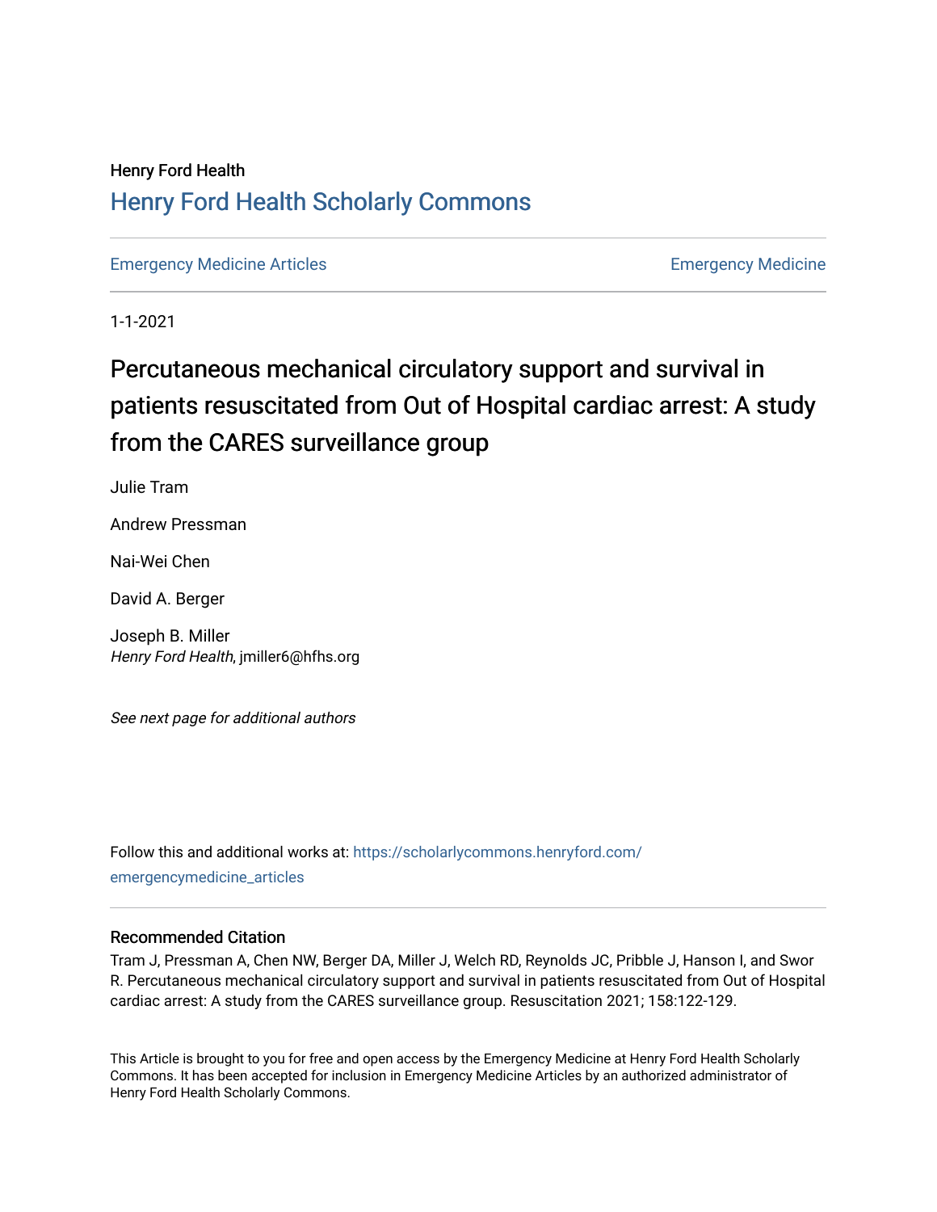Henry Ford Health

## Henry Ford Health Scholarly Commons

Emergency Medicine Articles | Emergency Medicine

1-1-2021

# Percutaneous mechanical circulatory support and survival in patients resuscitated from Out of Hospital cardiac arrest: A study from the CARES surveillance group

Julie Tram

Andrew Pressman

Nai-Wei Chen

David A. Berger

Joseph B. Miller
*Henry Ford Health*, jmiller6@hfhs.org

*See next page for additional authors*

Follow this and additional works at: https://scholarlycommons.henryford.com/emergencymedicine_articles

### Recommended Citation

Tram J, Pressman A, Chen NW, Berger DA, Miller J, Welch RD, Reynolds JC, Pribble J, Hanson I, and Swor R. Percutaneous mechanical circulatory support and survival in patients resuscitated from Out of Hospital cardiac arrest: A study from the CARES surveillance group. Resuscitation 2021; 158:122-129.

This Article is brought to you for free and open access by the Emergency Medicine at Henry Ford Health Scholarly Commons. It has been accepted for inclusion in Emergency Medicine Articles by an authorized administrator of Henry Ford Health Scholarly Commons.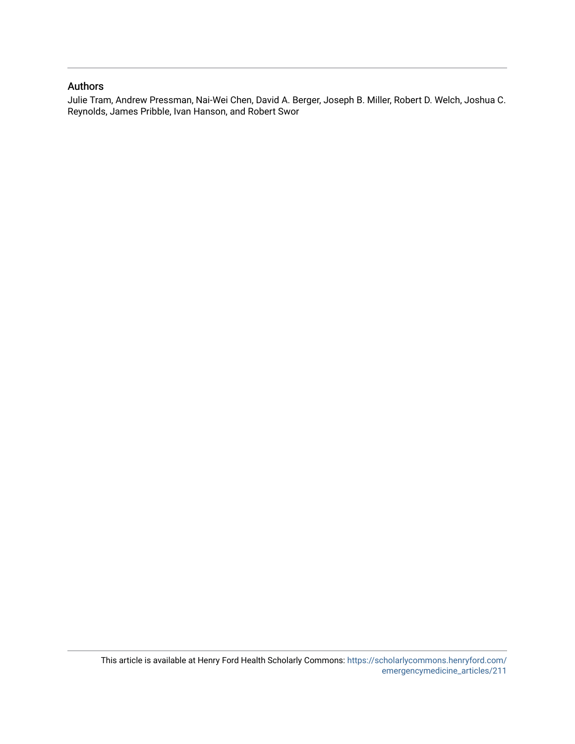## Authors

Julie Tram, Andrew Pressman, Nai-Wei Chen, David A. Berger, Joseph B. Miller, Robert D. Welch, Joshua C. Reynolds, James Pribble, Ivan Hanson, and Robert Swor

This article is available at Henry Ford Health Scholarly Commons: https://scholarlycommons.henryford.com/emergencymedicine_articles/211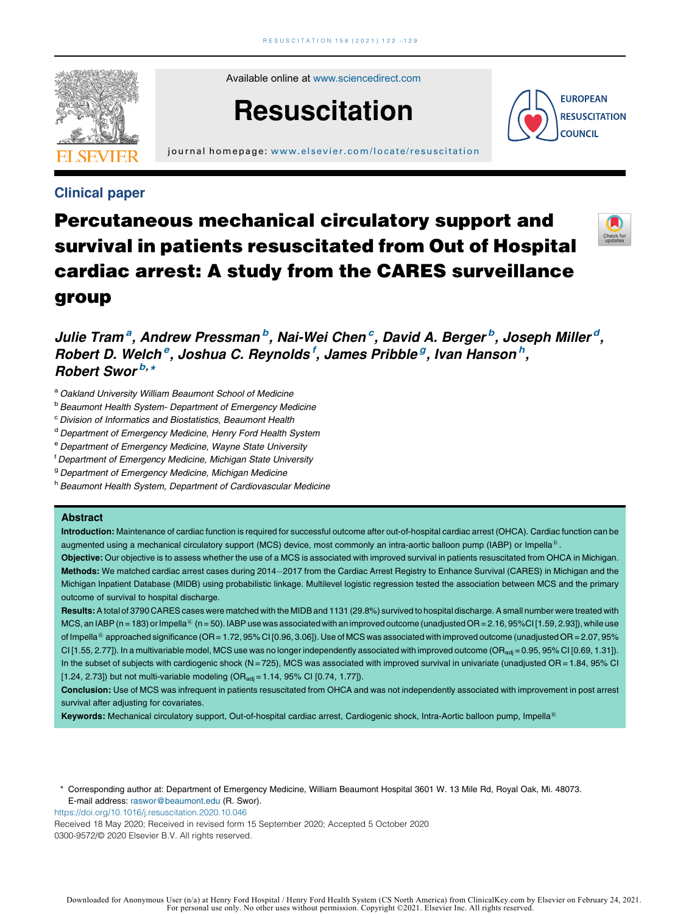Clinical paper

# Percutaneous mechanical circulatory support and survival in patients resuscitated from Out of Hospital cardiac arrest: A study from the CARES surveillance group

*Julie Tram[a], Andrew Pressman[b], Nai-Wei Chen[c], David A. Berger[b], Joseph Miller[d], Robert D. Welch[e], Joshua C. Reynolds[f], James Pribble[g], Ivan Hanson[h], Robert Swor[b,*]*

[a] Oakland University William Beaumont School of Medicine
[b] Beaumont Health System- Department of Emergency Medicine
[c] Division of Informatics and Biostatistics, Beaumont Health
[d] Department of Emergency Medicine, Henry Ford Health System
[e] Department of Emergency Medicine, Wayne State University
[f] Department of Emergency Medicine, Michigan State University
[g] Department of Emergency Medicine, Michigan Medicine
[h] Beaumont Health System, Department of Cardiovascular Medicine

## Abstract

**Introduction:** Maintenance of cardiac function is required for successful outcome after out-of-hospital cardiac arrest (OHCA). Cardiac function can be augmented using a mechanical circulatory support (MCS) device, most commonly an intra-aortic balloon pump (IABP) or Impella®.

**Objective:** Our objective is to assess whether the use of a MCS is associated with improved survival in patients resuscitated from OHCA in Michigan.

**Methods:** We matched cardiac arrest cases during 2014–2017 from the Cardiac Arrest Registry to Enhance Survival (CARES) in Michigan and the Michigan Inpatient Database (MIDB) using probabilistic linkage. Multilevel logistic regression tested the association between MCS and the primary outcome of survival to hospital discharge.

**Results:** A total of 3790 CARES cases were matched with the MIDB and 1131 (29.8%) survived to hospital discharge. A small number were treated with MCS, an IABP (n = 183) or Impella® (n = 50). IABP use was associated with an improved outcome (unadjusted OR = 2.16, 95%CI [1.59, 2.93]), while use of Impella® approached significance (OR = 1.72, 95% CI [0.96, 3.06]). Use of MCS was associated with improved outcome (unadjusted OR = 2.07, 95% CI [1.55, 2.77]). In a multivariable model, MCS use was no longer independently associated with improved outcome ($OR_{adj}$ = 0.95, 95% CI [0.69, 1.31]). In the subset of subjects with cardiogenic shock (N = 725), MCS was associated with improved survival in univariate (unadjusted OR = 1.84, 95% CI [1.24, 2.73]) but not multi-variable modeling ($OR_{adj}$ = 1.14, 95% CI [0.74, 1.77]).

**Conclusion:** Use of MCS was infrequent in patients resuscitated from OHCA and was not independently associated with improvement in post arrest survival after adjusting for covariates.

**Keywords:** Mechanical circulatory support, Out-of-hospital cardiac arrest, Cardiogenic shock, Intra-Aortic balloon pump, Impella®

\* Corresponding author at: Department of Emergency Medicine, William Beaumont Hospital 3601 W. 13 Mile Rd, Royal Oak, Mi. 48073.
E-mail address: raswor@beaumont.edu (R. Swor).

https://doi.org/10.1016/j.resuscitation.2020.10.046
Received 18 May 2020; Received in revised form 15 September 2020; Accepted 5 October 2020
0300-9572/© 2020 Elsevier B.V. All rights reserved.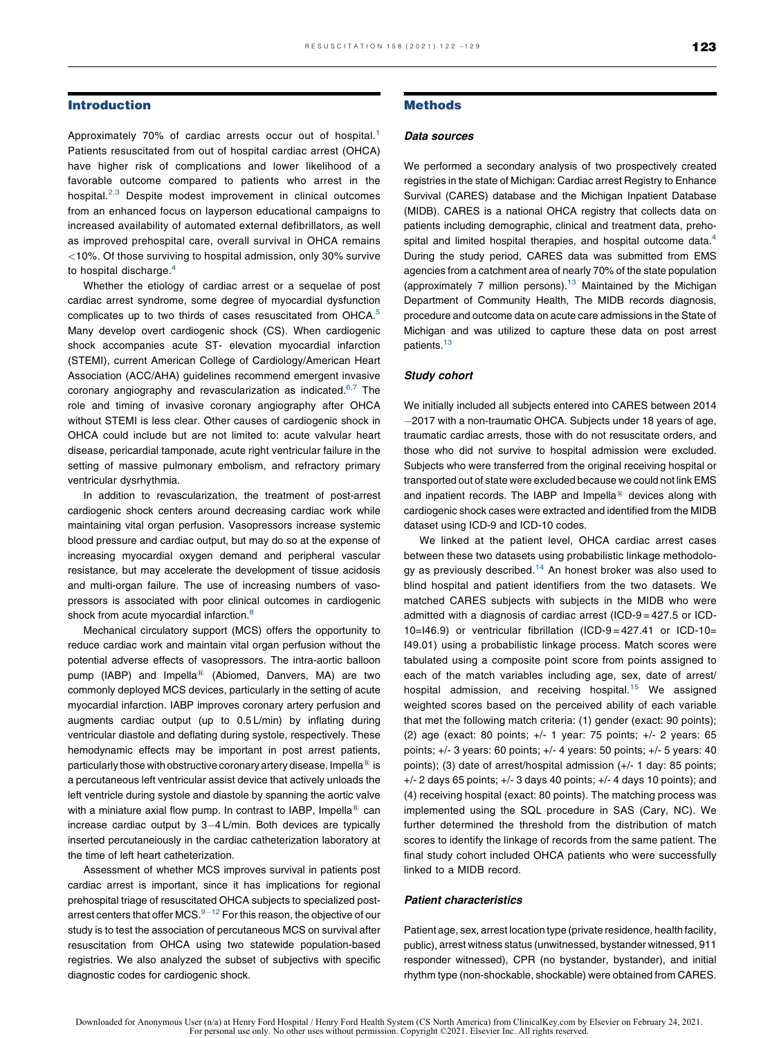## Introduction

Approximately 70% of cardiac arrests occur out of hospital.[1] Patients resuscitated from out of hospital cardiac arrest (OHCA) have higher risk of complications and lower likelihood of a favorable outcome compared to patients who arrest in the hospital.[2,3] Despite modest improvement in clinical outcomes from an enhanced focus on layperson educational campaigns to increased availability of automated external defibrillators, as well as improved prehospital care, overall survival in OHCA remains <10%. Of those surviving to hospital admission, only 30% survive to hospital discharge.[4]

Whether the etiology of cardiac arrest or a sequelae of post cardiac arrest syndrome, some degree of myocardial dysfunction complicates up to two thirds of cases resuscitated from OHCA.[5] Many develop overt cardiogenic shock (CS). When cardiogenic shock accompanies acute ST- elevation myocardial infarction (STEMI), current American College of Cardiology/American Heart Association (ACC/AHA) guidelines recommend emergent invasive coronary angiography and revascularization as indicated.[6,7] The role and timing of invasive coronary angiography after OHCA without STEMI is less clear. Other causes of cardiogenic shock in OHCA could include but are not limited to: acute valvular heart disease, pericardial tamponade, acute right ventricular failure in the setting of massive pulmonary embolism, and refractory primary ventricular dysrhythmia.

In addition to revascularization, the treatment of post-arrest cardiogenic shock centers around decreasing cardiac work while maintaining vital organ perfusion. Vasopressors increase systemic blood pressure and cardiac output, but may do so at the expense of increasing myocardial oxygen demand and peripheral vascular resistance, but may accelerate the development of tissue acidosis and multi-organ failure. The use of increasing numbers of vasopressors is associated with poor clinical outcomes in cardiogenic shock from acute myocardial infarction.[8]

Mechanical circulatory support (MCS) offers the opportunity to reduce cardiac work and maintain vital organ perfusion without the potential adverse effects of vasopressors. The intra-aortic balloon pump (IABP) and Impella® (Abiomed, Danvers, MA) are two commonly deployed MCS devices, particularly in the setting of acute myocardial infarction. IABP improves coronary artery perfusion and augments cardiac output (up to 0.5 L/min) by inflating during ventricular diastole and deflating during systole, respectively. These hemodynamic effects may be important in post arrest patients, particularly those with obstructive coronary artery disease. Impella® is a percutaneous left ventricular assist device that actively unloads the left ventricle during systole and diastole by spanning the aortic valve with a miniature axial flow pump. In contrast to IABP, Impella® can increase cardiac output by 3–4 L/min. Both devices are typically inserted percutaneiously in the cardiac catheterization laboratory at the time of left heart catheterization.

Assessment of whether MCS improves survival in patients post cardiac arrest is important, since it has implications for regional prehospital triage of resuscitated OHCA subjects to specialized post-arrest centers that offer MCS.[9–12] For this reason, the objective of our study is to test the association of percutaneous MCS on survival after resuscitation from OHCA using two statewide population-based registries. We also analyzed the subset of subjectivs with specific diagnostic codes for cardiogenic shock.

## Methods

### Data sources

We performed a secondary analysis of two prospectively created registries in the state of Michigan: Cardiac arrest Registry to Enhance Survival (CARES) database and the Michigan Inpatient Database (MIDB). CARES is a national OHCA registry that collects data on patients including demographic, clinical and treatment data, prehospital and limited hospital therapies, and hospital outcome data.[4] During the study period, CARES data was submitted from EMS agencies from a catchment area of nearly 70% of the state population (approximately 7 million persons).[13] Maintained by the Michigan Department of Community Health, The MIDB records diagnosis, procedure and outcome data on acute care admissions in the State of Michigan and was utilized to capture these data on post arrest patients.[13]

### Study cohort

We initially included all subjects entered into CARES between 2014–2017 with a non-traumatic OHCA. Subjects under 18 years of age, traumatic cardiac arrests, those with do not resuscitate orders, and those who did not survive to hospital admission were excluded. Subjects who were transferred from the original receiving hospital or transported out of state were excluded because we could not link EMS and inpatient records. The IABP and Impella® devices along with cardiogenic shock cases were extracted and identified from the MIDB dataset using ICD-9 and ICD-10 codes.

We linked at the patient level, OHCA cardiac arrest cases between these two datasets using probabilistic linkage methodology as previously described.[14] An honest broker was also used to blind hospital and patient identifiers from the two datasets. We matched CARES subjects with subjects in the MIDB who were admitted with a diagnosis of cardiac arrest (ICD-9 = 427.5 or ICD-10=I46.9) or ventricular fibrillation (ICD-9 = 427.41 or ICD-10= I49.01) using a probabilistic linkage process. Match scores were tabulated using a composite point score from points assigned to each of the match variables including age, sex, date of arrest/hospital admission, and receiving hospital.[15] We assigned weighted scores based on the perceived ability of each variable that met the following match criteria: (1) gender (exact: 90 points); (2) age (exact: 80 points; +/- 1 year: 75 points; +/- 2 years: 65 points; +/- 3 years: 60 points; +/- 4 years: 50 points; +/- 5 years: 40 points); (3) date of arrest/hospital admission (+/- 1 day: 85 points; +/- 2 days 65 points; +/- 3 days 40 points; +/- 4 days 10 points); and (4) receiving hospital (exact: 80 points). The matching process was implemented using the SQL procedure in SAS (Cary, NC). We further determined the threshold from the distribution of match scores to identify the linkage of records from the same patient. The final study cohort included OHCA patients who were successfully linked to a MIDB record.

### Patient characteristics

Patient age, sex, arrest location type (private residence, health facility, public), arrest witness status (unwitnessed, bystander witnessed, 911 responder witnessed), CPR (no bystander, bystander), and initial rhythm type (non-shockable, shockable) were obtained from CARES.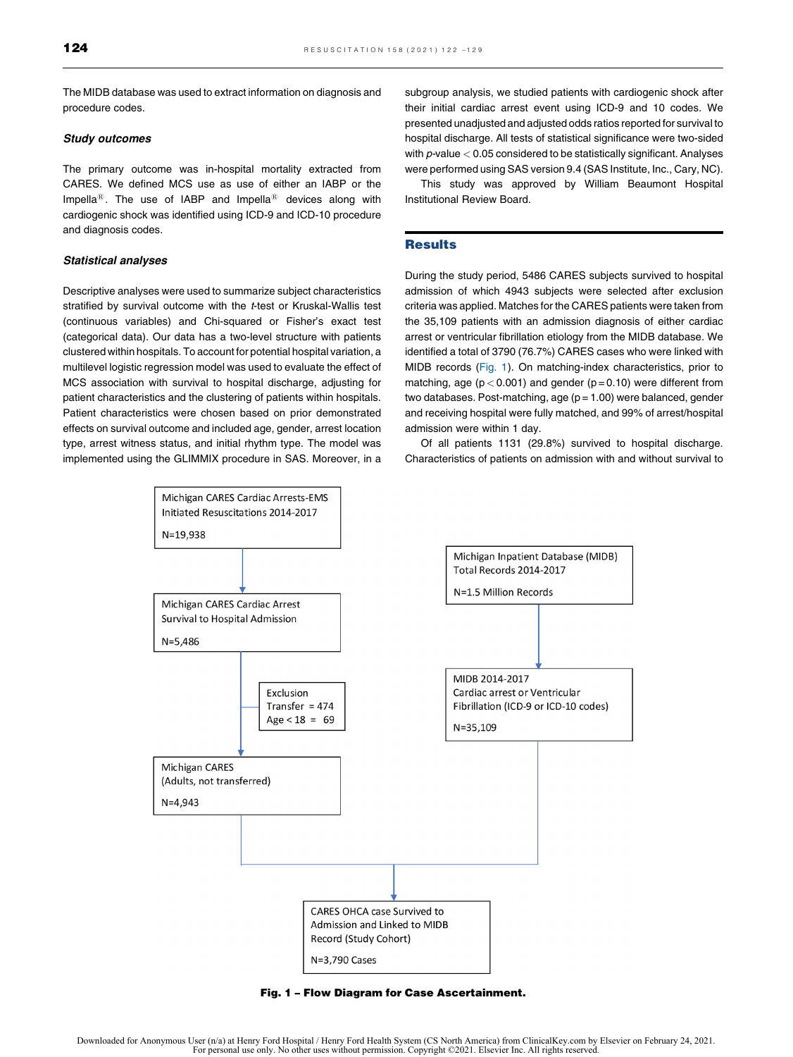The MIDB database was used to extract information on diagnosis and procedure codes.

### *Study outcomes*

The primary outcome was in-hospital mortality extracted from CARES. We defined MCS use as use of either an IABP or the Impella®. The use of IABP and Impella® devices along with cardiogenic shock was identified using ICD-9 and ICD-10 procedure and diagnosis codes.

### *Statistical analyses*

Descriptive analyses were used to summarize subject characteristics stratified by survival outcome with the *t*-test or Kruskal-Wallis test (continuous variables) and Chi-squared or Fisher's exact test (categorical data). Our data has a two-level structure with patients clustered within hospitals. To account for potential hospital variation, a multilevel logistic regression model was used to evaluate the effect of MCS association with survival to hospital discharge, adjusting for patient characteristics and the clustering of patients within hospitals. Patient characteristics were chosen based on prior demonstrated effects on survival outcome and included age, gender, arrest location type, arrest witness status, and initial rhythm type. The model was implemented using the GLIMMIX procedure in SAS. Moreover, in a subgroup analysis, we studied patients with cardiogenic shock after their initial cardiac arrest event using ICD-9 and 10 codes. We presented unadjusted and adjusted odds ratios reported for survival to hospital discharge. All tests of statistical significance were two-sided with *p*-value $< 0.05$ considered to be statistically significant. Analyses were performed using SAS version 9.4 (SAS Institute, Inc., Cary, NC).

This study was approved by William Beaumont Hospital Institutional Review Board.

## Results

During the study period, 5486 CARES subjects survived to hospital admission of which 4943 subjects were selected after exclusion criteria was applied. Matches for the CARES patients were taken from the 35,109 patients with an admission diagnosis of either cardiac arrest or ventricular fibrillation etiology from the MIDB database. We identified a total of 3790 (76.7%) CARES cases who were linked with MIDB records (Fig. 1). On matching-index characteristics, prior to matching, age ($p < 0.001$) and gender ($p = 0.10$) were different from two databases. Post-matching, age ($p = 1.00$) were balanced, gender and receiving hospital were fully matched, and 99% of arrest/hospital admission were within 1 day.

Of all patients 1131 (29.8%) survived to hospital discharge. Characteristics of patients on admission with and without survival to

Michigan CARES Cardiac Arrests-EMS Initiated Resuscitations 2014-2017
N=19,938

Michigan CARES Cardiac Arrest Survival to Hospital Admission
N=5,486

Exclusion
Transfer = 474
Age < 18 = 69

Michigan CARES (Adults, not transferred)
N=4,943

Michigan Inpatient Database (MIDB) Total Records 2014-2017
N=1.5 Million Records

MIDB 2014-2017 Cardiac arrest or Ventricular Fibrillation (ICD-9 or ICD-10 codes)
N=35,109

CARES OHCA case Survived to Admission and Linked to MIDB Record (Study Cohort)
N=3,790 Cases

**Fig. 1 – Flow Diagram for Case Ascertainment.**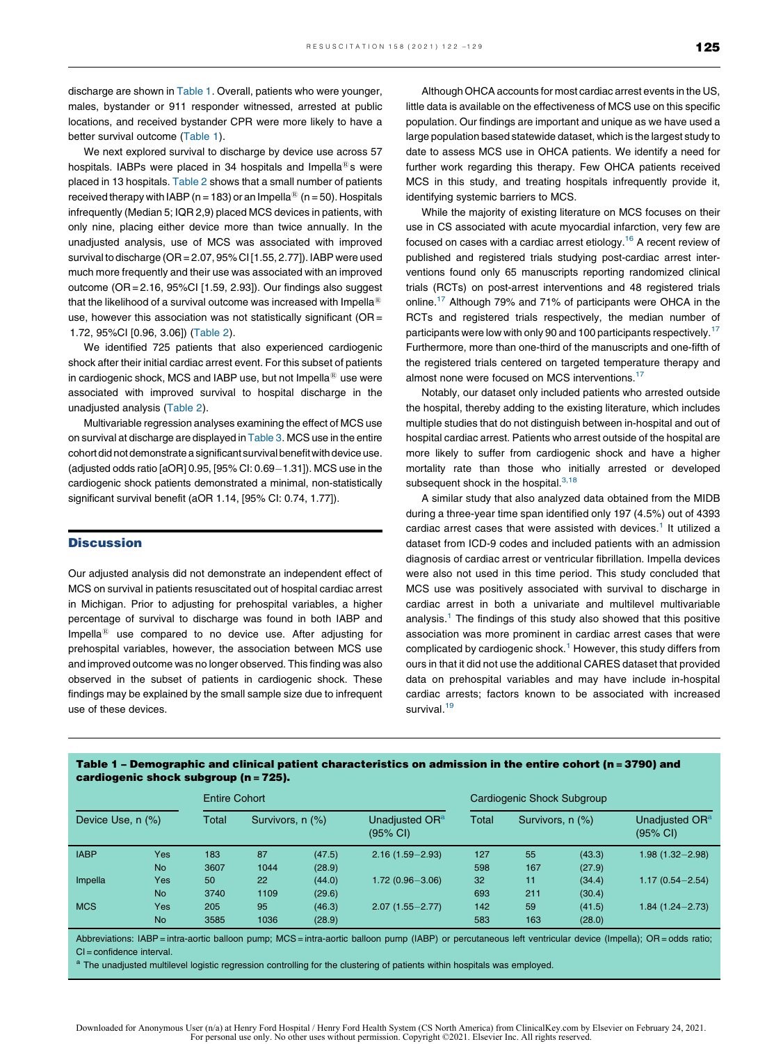discharge are shown in Table 1. Overall, patients who were younger, males, bystander or 911 responder witnessed, arrested at public locations, and received bystander CPR were more likely to have a better survival outcome (Table 1).

We next explored survival to discharge by device use across 57 hospitals. IABPs were placed in 34 hospitals and Impella®s were placed in 13 hospitals. Table 2 shows that a small number of patients received therapy with IABP (n = 183) or an Impella® (n = 50). Hospitals infrequently (Median 5; IQR 2,9) placed MCS devices in patients, with only nine, placing either device more than twice annually. In the unadjusted analysis, use of MCS was associated with improved survival to discharge (OR = 2.07, 95% CI [1.55, 2.77]). IABP were used much more frequently and their use was associated with an improved outcome (OR = 2.16, 95%CI [1.59, 2.93]). Our findings also suggest that the likelihood of a survival outcome was increased with Impella® use, however this association was not statistically significant (OR = 1.72, 95%CI [0.96, 3.06]) (Table 2).

We identified 725 patients that also experienced cardiogenic shock after their initial cardiac arrest event. For this subset of patients in cardiogenic shock, MCS and IABP use, but not Impella® use were associated with improved survival to hospital discharge in the unadjusted analysis (Table 2).

Multivariable regression analyses examining the effect of MCS use on survival at discharge are displayed in Table 3. MCS use in the entire cohort did not demonstrate a significant survival benefit with device use. (adjusted odds ratio [aOR] 0.95, [95% CI: 0.69−1.31]). MCS use in the cardiogenic shock patients demonstrated a minimal, non-statistically significant survival benefit (aOR 1.14, [95% CI: 0.74, 1.77]).

## Discussion

Our adjusted analysis did not demonstrate an independent effect of MCS on survival in patients resuscitated out of hospital cardiac arrest in Michigan. Prior to adjusting for prehospital variables, a higher percentage of survival to discharge was found in both IABP and Impella® use compared to no device use. After adjusting for prehospital variables, however, the association between MCS use and improved outcome was no longer observed. This finding was also observed in the subset of patients in cardiogenic shock. These findings may be explained by the small sample size due to infrequent use of these devices.

Although OHCA accounts for most cardiac arrest events in the US, little data is available on the effectiveness of MCS use on this specific population. Our findings are important and unique as we have used a large population based statewide dataset, which is the largest study to date to assess MCS use in OHCA patients. We identify a need for further work regarding this therapy. Few OHCA patients received MCS in this study, and treating hospitals infrequently provide it, identifying systemic barriers to MCS.

While the majority of existing literature on MCS focuses on their use in CS associated with acute myocardial infarction, very few are focused on cases with a cardiac arrest etiology.[16] A recent review of published and registered trials studying post-cardiac arrest interventions found only 65 manuscripts reporting randomized clinical trials (RCTs) on post-arrest interventions and 48 registered trials online.[17] Although 79% and 71% of participants were OHCA in the RCTs and registered trials respectively, the median number of participants were low with only 90 and 100 participants respectively.[17] Furthermore, more than one-third of the manuscripts and one-fifth of the registered trials centered on targeted temperature therapy and almost none were focused on MCS interventions.[17]

Notably, our dataset only included patients who arrested outside the hospital, thereby adding to the existing literature, which includes multiple studies that do not distinguish between in-hospital and out of hospital cardiac arrest. Patients who arrest outside of the hospital are more likely to suffer from cardiogenic shock and have a higher mortality rate than those who initially arrested or developed subsequent shock in the hospital.[3,18]

A similar study that also analyzed data obtained from the MIDB during a three-year time span identified only 197 (4.5%) out of 4393 cardiac arrest cases that were assisted with devices.[1] It utilized a dataset from ICD-9 codes and included patients with an admission diagnosis of cardiac arrest or ventricular fibrillation. Impella devices were also not used in this time period. This study concluded that MCS use was positively associated with survival to discharge in cardiac arrest in both a univariate and multilevel multivariable analysis.[1] The findings of this study also showed that this positive association was more prominent in cardiac arrest cases that were complicated by cardiogenic shock.[1] However, this study differs from ours in that it did not use the additional CARES dataset that provided data on prehospital variables and may have include in-hospital cardiac arrests; factors known to be associated with increased survival.[19]

**Table 1 – Demographic and clinical patient characteristics on admission in the entire cohort (n = 3790) and cardiogenic shock subgroup (n = 725).**

| Device Use, n (%) | | Entire Cohort | | | | Cardiogenic Shock Subgroup | | | |
|---|---|---|---|---|---|---|---|---|---|
| | | Total | Survivors, n (%) | | Unadjusted OR[a] (95% CI) | Total | Survivors, n (%) | | Unadjusted OR[a] (95% CI) |
| IABP | Yes | 183 | 87 | (47.5) | 2.16 (1.59−2.93) | 127 | 55 | (43.3) | 1.98 (1.32−2.98) |
| | No | 3607 | 1044 | (28.9) | | 598 | 167 | (27.9) | |
| Impella | Yes | 50 | 22 | (44.0) | 1.72 (0.96−3.06) | 32 | 11 | (34.4) | 1.17 (0.54−2.54) |
| | No | 3740 | 1109 | (29.6) | | 693 | 211 | (30.4) | |
| MCS | Yes | 205 | 95 | (46.3) | 2.07 (1.55−2.77) | 142 | 59 | (41.5) | 1.84 (1.24−2.73) |
| | No | 3585 | 1036 | (28.9) | | 583 | 163 | (28.0) | |

Abbreviations: IABP = intra-aortic balloon pump; MCS = intra-aortic balloon pump (IABP) or percutaneous left ventricular device (Impella); OR = odds ratio; CI = confidence interval.

[a] The unadjusted multilevel logistic regression controlling for the clustering of patients within hospitals was employed.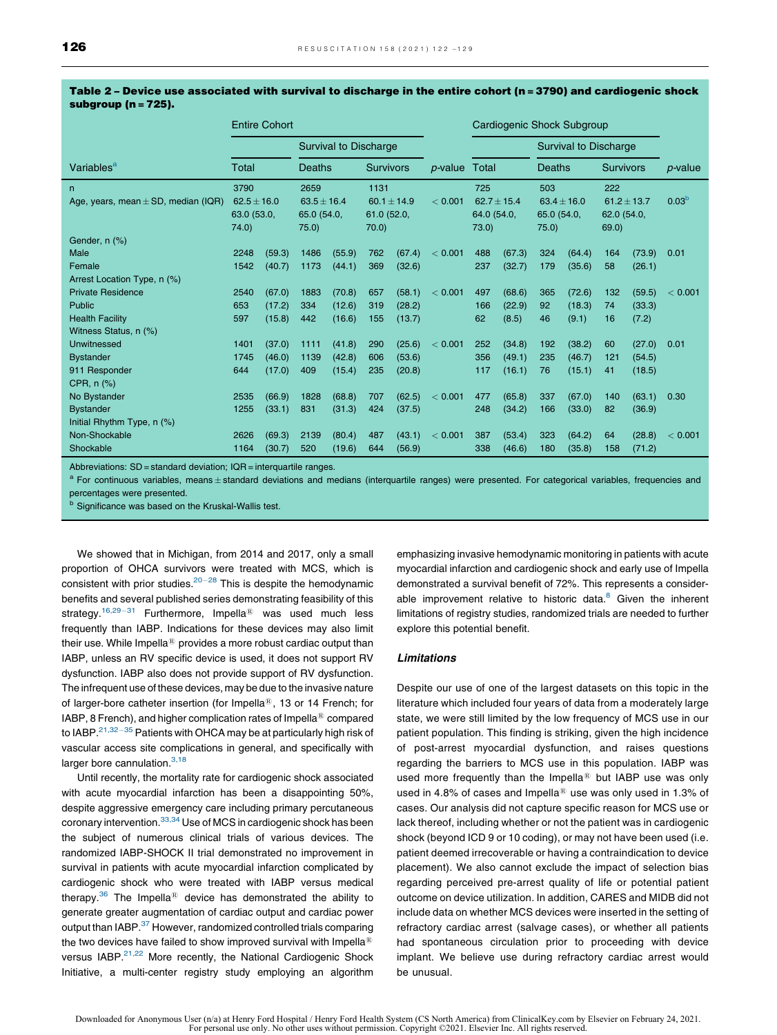**Table 2 – Device use associated with survival to discharge in the entire cohort (n = 3790) and cardiogenic shock subgroup (n = 725).**

| Variables[a] | Entire Cohort | | | | | | | Cardiogenic Shock Subgroup | | | | | | |
|---|---|---|---|---|---|---|---|---|---|---|---|---|---|---|
| | Total | | Survival to Discharge | | | | | Total | | Survival to Discharge | | | | |
| | | | Deaths | | Survivors | | p-value | | | Deaths | | Survivors | | p-value |
| n | 3790 | | 2659 | | 1131 | | | 725 | | 503 | | 222 | | |
| Age, years, mean ± SD, median (IQR) | 62.5 ± 16.0 63.0 (53.0, 74.0) | | 63.5 ± 16.4 65.0 (54.0, 75.0) | | 60.1 ± 14.9 61.0 (52.0, 70.0) | | < 0.001 | 62.7 ± 15.4 64.0 (54.0, 73.0) | | 63.4 ± 16.0 65.0 (54.0, 75.0) | | 61.2 ± 13.7 62.0 (54.0, 69.0) | | 0.03[b] |
| Gender, n (%) | | | | | | | | | | | | | | |
| Male | 2248 | (59.3) | 1486 | (55.9) | 762 | (67.4) | < 0.001 | 488 | (67.3) | 324 | (64.4) | 164 | (73.9) | 0.01 |
| Female | 1542 | (40.7) | 1173 | (44.1) | 369 | (32.6) | | 237 | (32.7) | 179 | (35.6) | 58 | (26.1) | |
| Arrest Location Type, n (%) | | | | | | | | | | | | | | |
| Private Residence | 2540 | (67.0) | 1883 | (70.8) | 657 | (58.1) | < 0.001 | 497 | (68.6) | 365 | (72.6) | 132 | (59.5) | < 0.001 |
| Public | 653 | (17.2) | 334 | (12.6) | 319 | (28.2) | | 166 | (22.9) | 92 | (18.3) | 74 | (33.3) | |
| Health Facility | 597 | (15.8) | 442 | (16.6) | 155 | (13.7) | | 62 | (8.5) | 46 | (9.1) | 16 | (7.2) | |
| Witness Status, n (%) | | | | | | | | | | | | | | |
| Unwitnessed | 1401 | (37.0) | 1111 | (41.8) | 290 | (25.6) | < 0.001 | 252 | (34.8) | 192 | (38.2) | 60 | (27.0) | 0.01 |
| Bystander | 1745 | (46.0) | 1139 | (42.8) | 606 | (53.6) | | 356 | (49.1) | 235 | (46.7) | 121 | (54.5) | |
| 911 Responder | 644 | (17.0) | 409 | (15.4) | 235 | (20.8) | | 117 | (16.1) | 76 | (15.1) | 41 | (18.5) | |
| CPR, n (%) | | | | | | | | | | | | | | |
| No Bystander | 2535 | (66.9) | 1828 | (68.8) | 707 | (62.5) | < 0.001 | 477 | (65.8) | 337 | (67.0) | 140 | (63.1) | 0.30 |
| Bystander | 1255 | (33.1) | 831 | (31.3) | 424 | (37.5) | | 248 | (34.2) | 166 | (33.0) | 82 | (36.9) | |
| Initial Rhythm Type, n (%) | | | | | | | | | | | | | | |
| Non-Shockable | 2626 | (69.3) | 2139 | (80.4) | 487 | (43.1) | < 0.001 | 387 | (53.4) | 323 | (64.2) | 64 | (28.8) | < 0.001 |
| Shockable | 1164 | (30.7) | 520 | (19.6) | 644 | (56.9) | | 338 | (46.6) | 180 | (35.8) | 158 | (71.2) | |

Abbreviations: SD = standard deviation; IQR = interquartile ranges.

[a] For continuous variables, means ± standard deviations and medians (interquartile ranges) were presented. For categorical variables, frequencies and percentages were presented.

[b] Significance was based on the Kruskal-Wallis test.

We showed that in Michigan, from 2014 and 2017, only a small proportion of OHCA survivors were treated with MCS, which is consistent with prior studies.[20–28] This is despite the hemodynamic benefits and several published series demonstrating feasibility of this strategy.[16,29–31] Furthermore, Impella® was used much less frequently than IABP. Indications for these devices may also limit their use. While Impella® provides a more robust cardiac output than IABP, unless an RV specific device is used, it does not support RV dysfunction. IABP also does not provide support of RV dysfunction. The infrequent use of these devices, may be due to the invasive nature of larger-bore catheter insertion (for Impella®, 13 or 14 French; for IABP, 8 French), and higher complication rates of Impella® compared to IABP.[21,32–35] Patients with OHCA may be at particularly high risk of vascular access site complications in general, and specifically with larger bore cannulation.[3,18]

Until recently, the mortality rate for cardiogenic shock associated with acute myocardial infarction has been a disappointing 50%, despite aggressive emergency care including primary percutaneous coronary intervention.[33,34] Use of MCS in cardiogenic shock has been the subject of numerous clinical trials of various devices. The randomized IABP-SHOCK II trial demonstrated no improvement in survival in patients with acute myocardial infarction complicated by cardiogenic shock who were treated with IABP versus medical therapy.[36] The Impella® device has demonstrated the ability to generate greater augmentation of cardiac output and cardiac power output than IABP.[37] However, randomized controlled trials comparing the two devices have failed to show improved survival with Impella® versus IABP.[21,22] More recently, the National Cardiogenic Shock Initiative, a multi-center registry study employing an algorithm emphasizing invasive hemodynamic monitoring in patients with acute myocardial infarction and cardiogenic shock and early use of Impella demonstrated a survival benefit of 72%. This represents a considerable improvement relative to historic data.[8] Given the inherent limitations of registry studies, randomized trials are needed to further explore this potential benefit.

### *Limitations*

Despite our use of one of the largest datasets on this topic in the literature which included four years of data from a moderately large state, we were still limited by the low frequency of MCS use in our patient population. This finding is striking, given the high incidence of post-arrest myocardial dysfunction, and raises questions regarding the barriers to MCS use in this population. IABP was used more frequently than the Impella® but IABP use was only used in 4.8% of cases and Impella® use was only used in 1.3% of cases. Our analysis did not capture specific reason for MCS use or lack thereof, including whether or not the patient was in cardiogenic shock (beyond ICD 9 or 10 coding), or may not have been used (i.e. patient deemed irrecoverable or having a contraindication to device placement). We also cannot exclude the impact of selection bias regarding perceived pre-arrest quality of life or potential patient outcome on device utilization. In addition, CARES and MIDB did not include data on whether MCS devices were inserted in the setting of refractory cardiac arrest (salvage cases), or whether all patients had spontaneous circulation prior to proceeding with device implant. We believe use during refractory cardiac arrest would be unusual.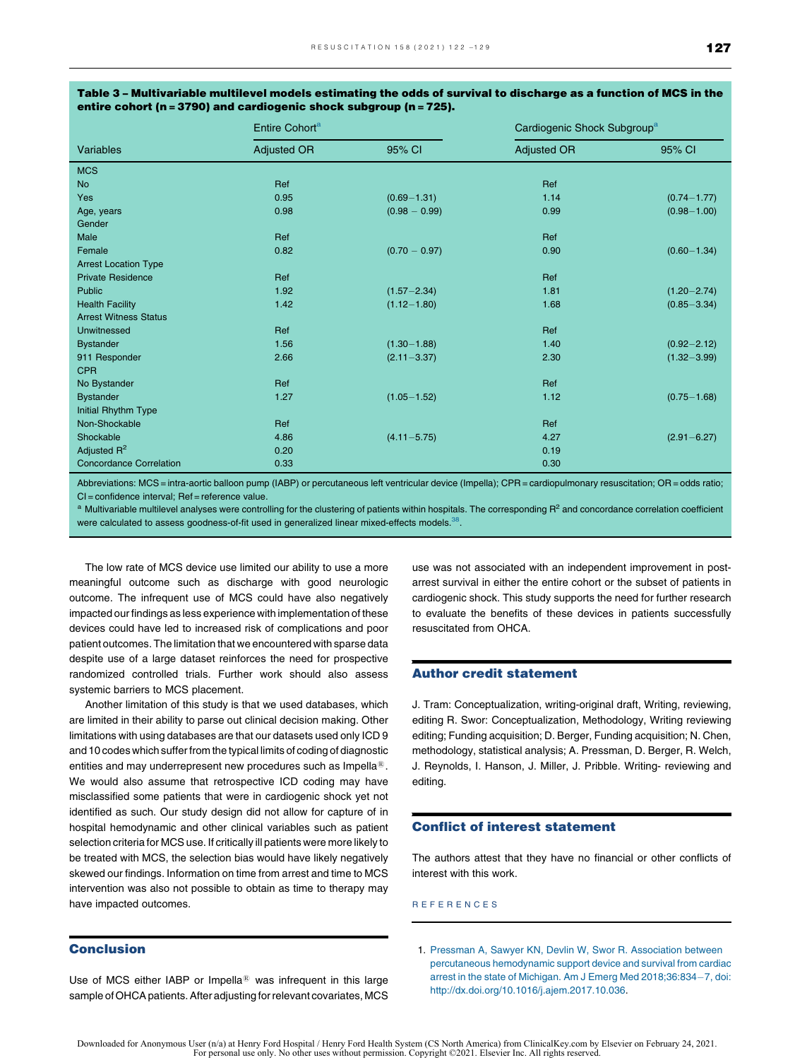**Table 3 – Multivariable multilevel models estimating the odds of survival to discharge as a function of MCS in the entire cohort (n = 3790) and cardiogenic shock subgroup (n = 725).**

| Variables | Entire Cohort[a] | | Cardiogenic Shock Subgroup[a] | |
|---|---|---|---|---|
| | Adjusted OR | 95% CI | Adjusted OR | 95% CI |
| MCS | | | | |
| No | Ref | | Ref | |
| Yes | 0.95 | (0.69−1.31) | 1.14 | (0.74−1.77) |
| Age, years | 0.98 | (0.98 − 0.99) | 0.99 | (0.98−1.00) |
| Gender | | | | |
| Male | Ref | | Ref | |
| Female | 0.82 | (0.70 − 0.97) | 0.90 | (0.60−1.34) |
| Arrest Location Type | | | | |
| Private Residence | Ref | | Ref | |
| Public | 1.92 | (1.57−2.34) | 1.81 | (1.20−2.74) |
| Health Facility | 1.42 | (1.12−1.80) | 1.68 | (0.85−3.34) |
| Arrest Witness Status | | | | |
| Unwitnessed | Ref | | Ref | |
| Bystander | 1.56 | (1.30−1.88) | 1.40 | (0.92−2.12) |
| 911 Responder | 2.66 | (2.11−3.37) | 2.30 | (1.32−3.99) |
| CPR | | | | |
| No Bystander | Ref | | Ref | |
| Bystander | 1.27 | (1.05−1.52) | 1.12 | (0.75−1.68) |
| Initial Rhythm Type | | | | |
| Non-Shockable | Ref | | Ref | |
| Shockable | 4.86 | (4.11−5.75) | 4.27 | (2.91−6.27) |
| Adjusted $R^2$ | 0.20 | | 0.19 | |
| Concordance Correlation | 0.33 | | 0.30 | |

Abbreviations: MCS = intra-aortic balloon pump (IABP) or percutaneous left ventricular device (Impella); CPR = cardiopulmonary resuscitation; OR = odds ratio; CI = confidence interval; Ref = reference value.

[a] Multivariable multilevel analyses were controlling for the clustering of patients within hospitals. The corresponding $R^2$ and concordance correlation coefficient were calculated to assess goodness-of-fit used in generalized linear mixed-effects models.[38].

The low rate of MCS device use limited our ability to use a more meaningful outcome such as discharge with good neurologic outcome. The infrequent use of MCS could have also negatively impacted our findings as less experience with implementation of these devices could have led to increased risk of complications and poor patient outcomes. The limitation that we encountered with sparse data despite use of a large dataset reinforces the need for prospective randomized controlled trials. Further work should also assess systemic barriers to MCS placement.

Another limitation of this study is that we used databases, which are limited in their ability to parse out clinical decision making. Other limitations with using databases are that our datasets used only ICD 9 and 10 codes which suffer from the typical limits of coding of diagnostic entities and may underrepresent new procedures such as Impella®. We would also assume that retrospective ICD coding may have misclassified some patients that were in cardiogenic shock yet not identified as such. Our study design did not allow for capture of in hospital hemodynamic and other clinical variables such as patient selection criteria for MCS use. If critically ill patients were more likely to be treated with MCS, the selection bias would have likely negatively skewed our findings. Information on time from arrest and time to MCS intervention was also not possible to obtain as time to therapy may have impacted outcomes.

## Conclusion

Use of MCS either IABP or Impella® was infrequent in this large sample of OHCA patients. After adjusting for relevant covariates, MCS use was not associated with an independent improvement in post-arrest survival in either the entire cohort or the subset of patients in cardiogenic shock. This study supports the need for further research to evaluate the benefits of these devices in patients successfully resuscitated from OHCA.

## Author credit statement

J. Tram: Conceptualization, writing-original draft, Writing, reviewing, editing R. Swor: Conceptualization, Methodology, Writing reviewing editing; Funding acquisition; D. Berger, Funding acquisition; N. Chen, methodology, statistical analysis; A. Pressman, D. Berger, R. Welch, J. Reynolds, I. Hanson, J. Miller, J. Pribble. Writing- reviewing and editing.

## Conflict of interest statement

The authors attest that they have no financial or other conflicts of interest with this work.

## REFERENCES

1. Pressman A, Sawyer KN, Devlin W, Swor R. Association between percutaneous hemodynamic support device and survival from cardiac arrest in the state of Michigan. Am J Emerg Med 2018;36:834−7, doi: http://dx.doi.org/10.1016/j.ajem.2017.10.036.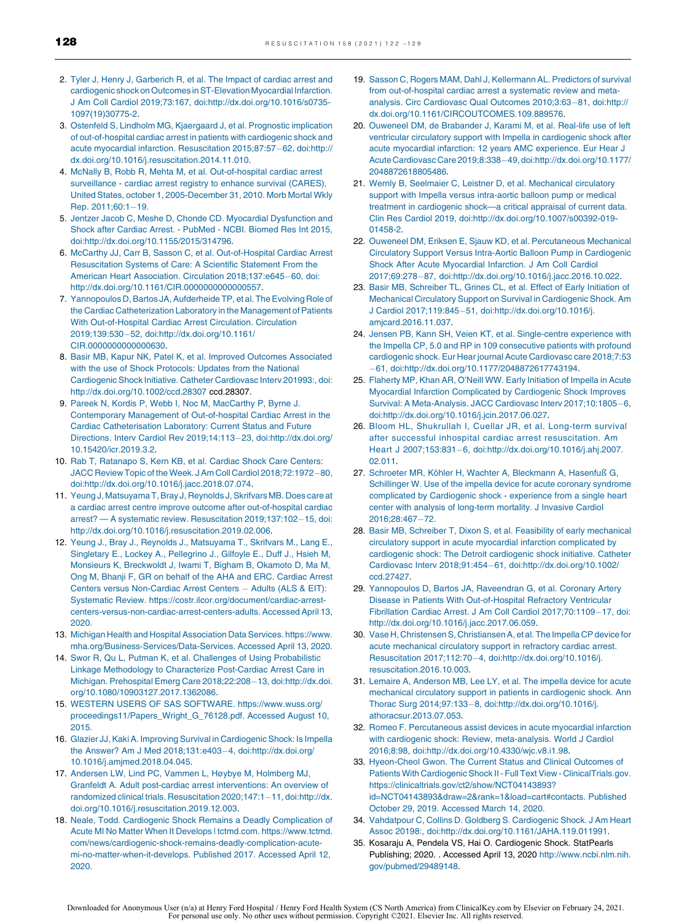2. Tyler J, Henry J, Garberich R, et al. The Impact of cardiac arrest and cardiogenic shock on Outcomes in ST-Elevation Myocardial Infarction. J Am Coll Cardiol 2019;73:167, doi:http://dx.doi.org/10.1016/s0735-1097(19)30775-2.
3. Ostenfeld S, Lindholm MG, Kjaergaard J, et al. Prognostic implication of out-of-hospital cardiac arrest in patients with cardiogenic shock and acute myocardial infarction. Resuscitation 2015;87:57−62, doi:http://dx.doi.org/10.1016/j.resuscitation.2014.11.010.
4. McNally B, Robb R, Mehta M, et al. Out-of-hospital cardiac arrest surveillance - cardiac arrest registry to enhance survival (CARES), United States, october 1, 2005-December 31, 2010. Morb Mortal Wkly Rep. 2011;60:1−19.
5. Jentzer Jacob C, Meshe D, Chonde CD. Myocardial Dysfunction and Shock after Cardiac Arrest. - PubMed - NCBI. Biomed Res Int 2015, doi:http://dx.doi.org/10.1155/2015/314796.
6. McCarthy JJ, Carr B, Sasson C, et al. Out-of-Hospital Cardiac Arrest Resuscitation Systems of Care: A Scientific Statement From the American Heart Association. Circulation 2018;137:e645−60, doi: http://dx.doi.org/10.1161/CIR.0000000000000557.
7. Yannopoulos D, Bartos JA, Aufderheide TP, et al. The Evolving Role of the Cardiac Catheterization Laboratory in the Management of Patients With Out-of-Hospital Cardiac Arrest Circulation. Circulation 2019;139:530−52, doi:http://dx.doi.org/10.1161/CIR.0000000000000630.
8. Basir MB, Kapur NK, Patel K, et al. Improved Outcomes Associated with the use of Shock Protocols: Updates from the National Cardiogenic Shock Initiative. Catheter Cardiovasc Interv 201993:, doi: http://dx.doi.org/10.1002/ccd.28307 ccd.28307.
9. Pareek N, Kordis P, Webb I, Noc M, MacCarthy P, Byrne J. Contemporary Management of Out-of-hospital Cardiac Arrest in the Cardiac Catheterisation Laboratory: Current Status and Future Directions. Interv Cardiol Rev 2019;14:113−23, doi:http://dx.doi.org/10.15420/icr.2019.3.2.
10. Rab T, Ratanapo S, Kern KB, et al. Cardiac Shock Care Centers: JACC Review Topic of the Week. J Am Coll Cardiol 2018;72:1972−80, doi:http://dx.doi.org/10.1016/j.jacc.2018.07.074.
11. Yeung J, Matsuyama T, Bray J, Reynolds J, Skrifvars MB. Does care at a cardiac arrest centre improve outcome after out-of-hospital cardiac arrest? — A systematic review. Resuscitation 2019;137:102−15, doi: http://dx.doi.org/10.1016/j.resuscitation.2019.02.006.
12. Yeung J., Bray J., Reynolds J., Matsuyama T., Skrifvars M., Lang E., Singletary E., Lockey A., Pellegrino J., Gilfoyle E., Duff J., Hsieh M, Monsieurs K, Breckwoldt J, Iwami T, Bigham B, Okamoto D, Ma M, Ong M, Bhanji F, GR on behalf of the AHA and ERC. Cardiac Arrest Centers versus Non-Cardiac Arrest Centers − Adults (ALS & EIT): Systematic Review. https://costr.ilcor.org/document/cardiac-arrest-centers-versus-non-cardiac-arrest-centers-adults. Accessed April 13, 2020.
13. Michigan Health and Hospital Association Data Services. https://www.mha.org/Business-Services/Data-Services. Accessed April 13, 2020.
14. Swor R, Qu L, Putman K, et al. Challenges of Using Probabilistic Linkage Methodology to Characterize Post-Cardiac Arrest Care in Michigan. Prehospital Emerg Care 2018;22:208−13, doi:http://dx.doi.org/10.1080/10903127.2017.1362086.
15. WESTERN USERS OF SAS SOFTWARE. https://www.wuss.org/proceedings11/Papers_Wright_G_76128.pdf. Accessed August 10, 2015.
16. Glazier JJ, Kaki A. Improving Survival in Cardiogenic Shock: Is Impella the Answer? Am J Med 2018;131:e403−4, doi:http://dx.doi.org/10.1016/j.amjmed.2018.04.045.
17. Andersen LW, Lind PC, Vammen L, Høybye M, Holmberg MJ, Granfeldt A. Adult post-cardiac arrest interventions: An overview of randomized clinical trials. Resuscitation 2020;147:1−11, doi:http://dx.doi.org/10.1016/j.resuscitation.2019.12.003.
18. Neale, Todd. Cardiogenic Shock Remains a Deadly Complication of Acute MI No Matter When It Develops | tctmd.com. https://www.tctmd.com/news/cardiogenic-shock-remains-deadly-complication-acute-mi-no-matter-when-it-develops. Published 2017. Accessed April 12, 2020.
19. Sasson C, Rogers MAM, Dahl J, Kellermann AL. Predictors of survival from out-of-hospital cardiac arrest a systematic review and meta-analysis. Circ Cardiovasc Qual Outcomes 2010;3:63−81, doi:http://dx.doi.org/10.1161/CIRCOUTCOMES.109.889576.
20. Ouweneel DM, de Brabander J, Karami M, et al. Real-life use of left ventricular circulatory support with Impella in cardiogenic shock after acute myocardial infarction: 12 years AMC experience. Eur Hear J Acute Cardiovasc Care 2019;8:338−49, doi:http://dx.doi.org/10.1177/2048872618805486.
21. Wernly B, Seelmaier C, Leistner D, et al. Mechanical circulatory support with Impella versus intra-aortic balloon pump or medical treatment in cardiogenic shock—a critical appraisal of current data. Clin Res Cardiol 2019, doi:http://dx.doi.org/10.1007/s00392-019-01458-2.
22. Ouweneel DM, Eriksen E, Sjauw KD, et al. Percutaneous Mechanical Circulatory Support Versus Intra-Aortic Balloon Pump in Cardiogenic Shock After Acute Myocardial Infarction. J Am Coll Cardiol 2017;69:278−87, doi:http://dx.doi.org/10.1016/j.jacc.2016.10.022.
23. Basir MB, Schreiber TL, Grines CL, et al. Effect of Early Initiation of Mechanical Circulatory Support on Survival in Cardiogenic Shock. Am J Cardiol 2017;119:845−51, doi:http://dx.doi.org/10.1016/j.amjcard.2016.11.037.
24. Jensen PB, Kann SH, Veien KT, et al. Single-centre experience with the Impella CP, 5.0 and RP in 109 consecutive patients with profound cardiogenic shock. Eur Hear journal Acute Cardiovasc care 2018;7:53−61, doi:http://dx.doi.org/10.1177/2048872617743194.
25. Flaherty MP, Khan AR, O'Neill WW. Early Initiation of Impella in Acute Myocardial Infarction Complicated by Cardiogenic Shock Improves Survival: A Meta-Analysis. JACC Cardiovasc Interv 2017;10:1805−6, doi:http://dx.doi.org/10.1016/j.jcin.2017.06.027.
26. Bloom HL, Shukrullah I, Cuellar JR, et al. Long-term survival after successful inhospital cardiac arrest resuscitation. Am Heart J 2007;153:831−6, doi:http://dx.doi.org/10.1016/j.ahj.2007.02.011.
27. Schroeter MR, Köhler H, Wachter A, Bleckmann A, Hasenfuß G, Schillinger W. Use of the impella device for acute coronary syndrome complicated by Cardiogenic shock - experience from a single heart center with analysis of long-term mortality. J Invasive Cardiol 2016;28:467−72.
28. Basir MB, Schreiber T, Dixon S, et al. Feasibility of early mechanical circulatory support in acute myocardial infarction complicated by cardiogenic shock: The Detroit cardiogenic shock initiative. Catheter Cardiovasc Interv 2018;91:454−61, doi:http://dx.doi.org/10.1002/ccd.27427.
29. Yannopoulos D, Bartos JA, Raveendran G, et al. Coronary Artery Disease in Patients With Out-of-Hospital Refractory Ventricular Fibrillation Cardiac Arrest. J Am Coll Cardiol 2017;70:1109−17, doi: http://dx.doi.org/10.1016/j.jacc.2017.06.059.
30. Vase H, Christensen S, Christiansen A, et al. The Impella CP device for acute mechanical circulatory support in refractory cardiac arrest. Resuscitation 2017;112:70−4, doi:http://dx.doi.org/10.1016/j.resuscitation.2016.10.003.
31. Lemaire A, Anderson MB, Lee LY, et al. The impella device for acute mechanical circulatory support in patients in cardiogenic shock. Ann Thorac Surg 2014;97:133−8, doi:http://dx.doi.org/10.1016/j.athoracsur.2013.07.053.
32. Romeo F. Percutaneous assist devices in acute myocardial infarction with cardiogenic shock: Review, meta-analysis. World J Cardiol 2016;8:98, doi:http://dx.doi.org/10.4330/wjc.v8.i1.98.
33. Hyeon-Cheol Gwon. The Current Status and Clinical Outcomes of Patients With Cardiogenic Shock II - Full Text View - ClinicalTrials.gov. https://clinicaltrials.gov/ct2/show/NCT04143893?id=NCT04143893&draw=2&rank=1&load=cart#contacts. Published October 29, 2019. Accessed March 14, 2020.
34. Vahdatpour C, Collins D. Goldberg S. Cardiogenic Shock. J Am Heart Assoc 20198:, doi:http://dx.doi.org/10.1161/JAHA.119.011991.
35. Kosaraju A, Pendela VS, Hai O. Cardiogenic Shock. StatPearls Publishing; 2020. . Accessed April 13, 2020 http://www.ncbi.nlm.nih.gov/pubmed/29489148.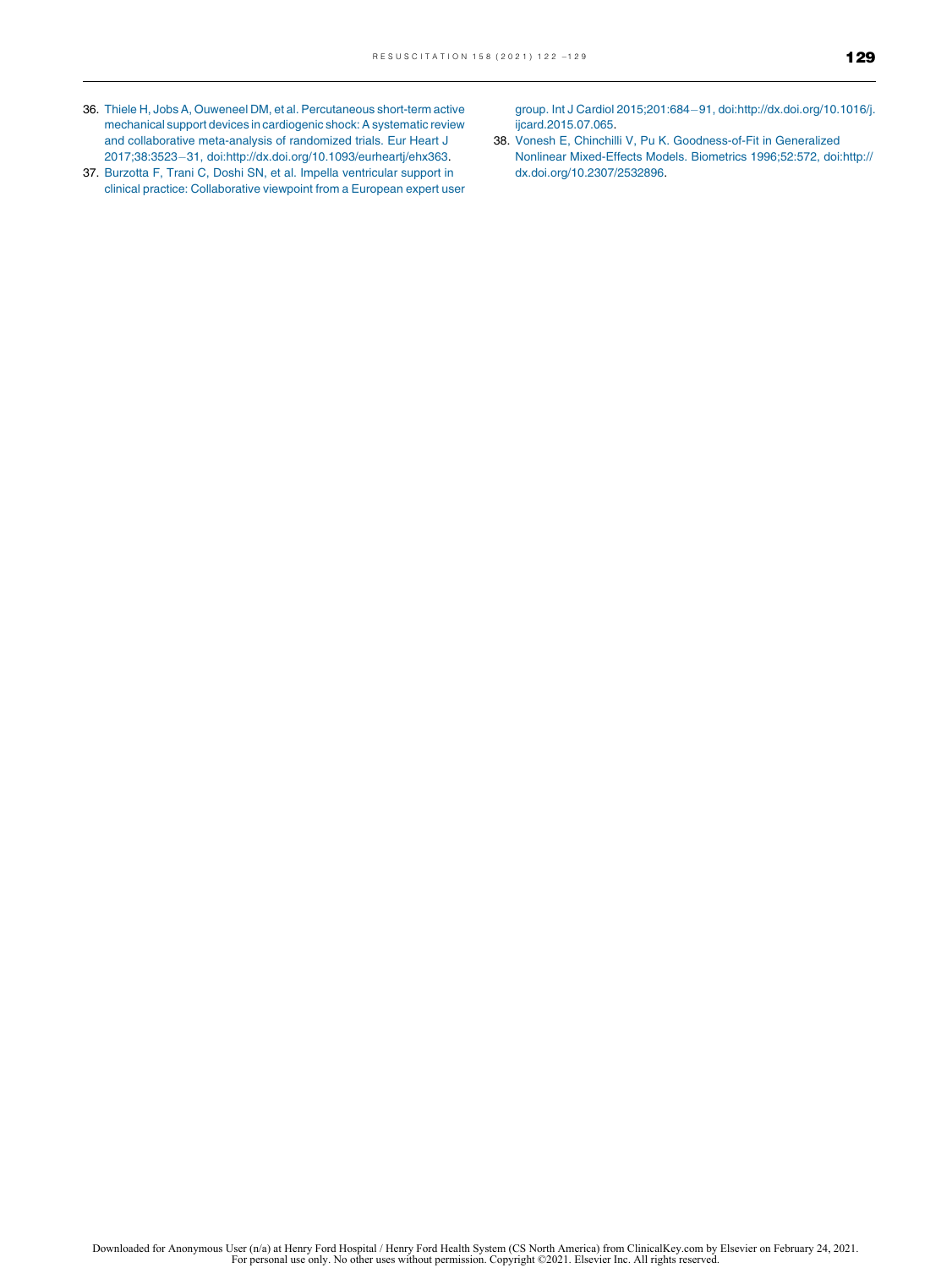36. Thiele H, Jobs A, Ouweneel DM, et al. Percutaneous short-term active mechanical support devices in cardiogenic shock: A systematic review and collaborative meta-analysis of randomized trials. Eur Heart J 2017;38:3523–31, doi:http://dx.doi.org/10.1093/eurheartj/ehx363.
37. Burzotta F, Trani C, Doshi SN, et al. Impella ventricular support in clinical practice: Collaborative viewpoint from a European expert user group. Int J Cardiol 2015;201:684–91, doi:http://dx.doi.org/10.1016/j.ijcard.2015.07.065.
38. Vonesh E, Chinchilli V, Pu K. Goodness-of-Fit in Generalized Nonlinear Mixed-Effects Models. Biometrics 1996;52:572, doi:http://dx.doi.org/10.2307/2532896.